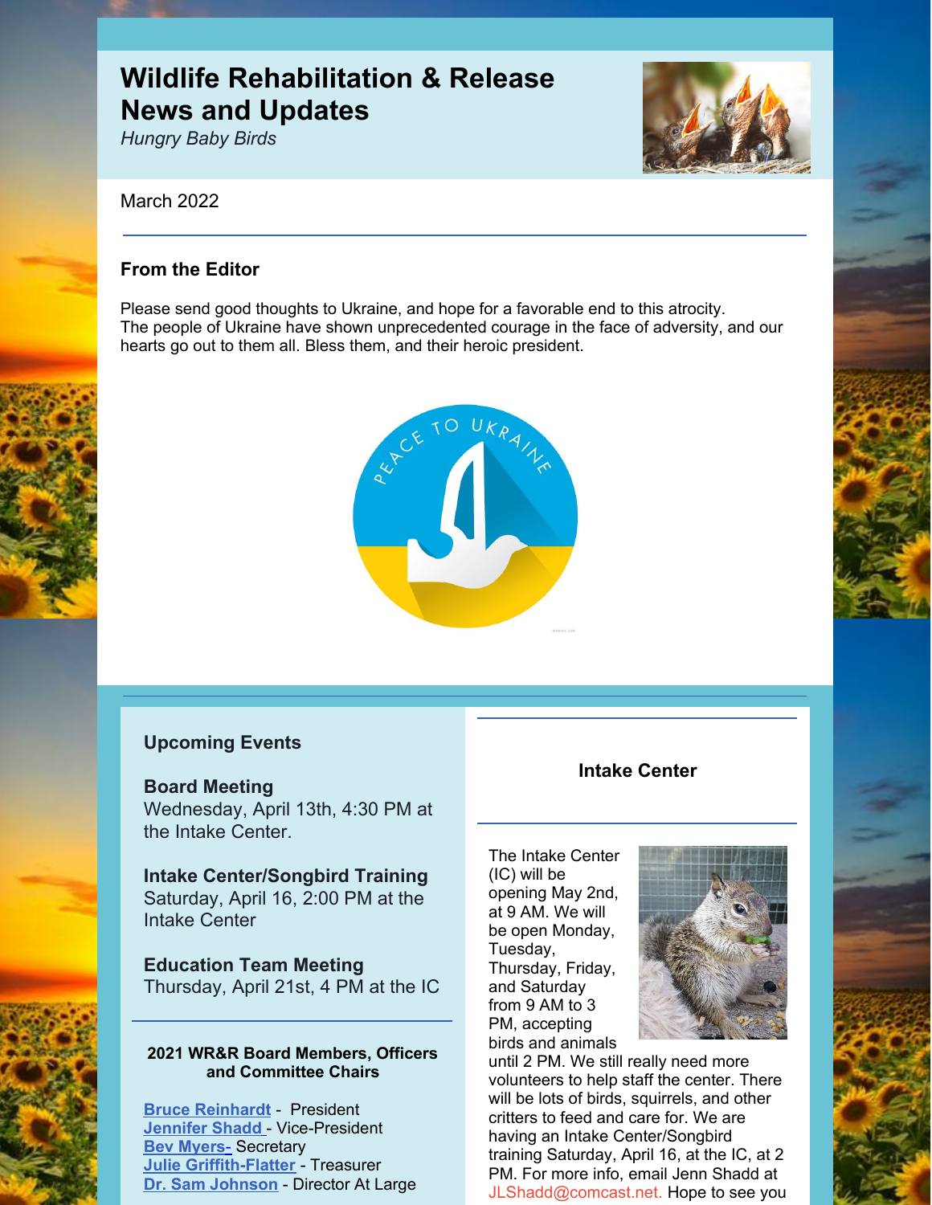# Wildlife Rehabilitation & Release News and Updates

*Hungry Baby Birds*

March 2022

### From the Editor

Please send good thoughts to Ukraine, and hope for a favorable end to this atrocity. The people of Ukraine have shown unprecedented courage in the face of adversity, and our hearts go out to them all. Bless them, and their heroic president.

### Upcoming Events

**Board Meeting**
Wednesday, April 13th, 4:30 PM at the Intake Center.

**Intake Center/Songbird Training**
Saturday, April 16, 2:00 PM at the Intake Center

**Education Team Meeting**
Thursday, April 21st, 4 PM at the IC

**2021 WR&R Board Members, Officers and Committee Chairs**

**Bruce Reinhardt** - President
**Jennifer Shadd** - Vice-President
**Bev Myers**- Secretary
**Julie Griffith-Flatter** - Treasurer
**Dr. Sam Johnson** - Director At Large

### Intake Center

The Intake Center (IC) will be opening May 2nd, at 9 AM. We will be open Monday, Tuesday, Thursday, Friday, and Saturday from 9 AM to 3 PM, accepting birds and animals until 2 PM. We still really need more volunteers to help staff the center. There will be lots of birds, squirrels, and other critters to feed and care for. We are having an Intake Center/Songbird training Saturday, April 16, at the IC, at 2 PM. For more info, email Jenn Shadd at JLShadd@comcast.net. Hope to see you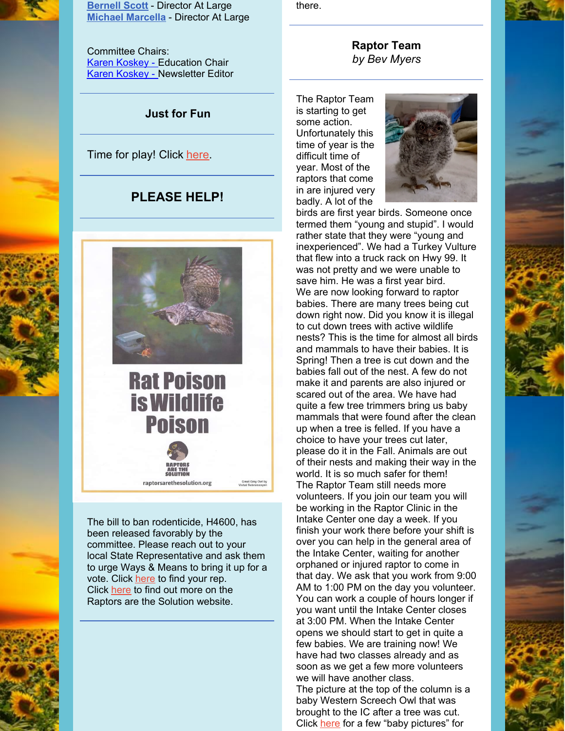Bernell Scott - Director At Large
Michael Marcella - Director At Large

Committee Chairs:
Karen Koskey - Education Chair
Karen Koskey - Newsletter Editor

### Just for Fun

Time for play! Click here.

### PLEASE HELP!

Rat Poison is Wildlife Poison

RAPTORS ARE THE SOLUTION

raptorsarethesolution.org

Great Gray Owl by Vishal Subramanyan

The bill to ban rodenticide, H4600, has been released favorably by the committee. Please reach out to your local State Representative and ask them to urge Ways & Means to bring it up for a vote. Click here to find your rep. Click here to find out more on the Raptors are the Solution website.

there.

### Raptor Team

*by Bev Myers*

The Raptor Team is starting to get some action. Unfortunately this time of year is the difficult time of year. Most of the raptors that come in are injured very badly. A lot of the birds are first year birds. Someone once termed them "young and stupid". I would rather state that they were "young and inexperienced". We had a Turkey Vulture that flew into a truck rack on Hwy 99. It was not pretty and we were unable to save him. He was a first year bird.
We are now looking forward to raptor babies. There are many trees being cut down right now. Did you know it is illegal to cut down trees with active wildlife nests? This is the time for almost all birds and mammals to have their babies. It is Spring! Then a tree is cut down and the babies fall out of the nest. A few do not make it and parents are also injured or scared out of the area. We have had quite a few tree trimmers bring us baby mammals that were found after the clean up when a tree is felled. If you have a choice to have your trees cut later, please do it in the Fall. Animals are out of their nests and making their way in the world. It is so much safer for them!
The Raptor Team still needs more volunteers. If you join our team you will be working in the Raptor Clinic in the Intake Center one day a week. If you finish your work there before your shift is over you can help in the general area of the Intake Center, waiting for another orphaned or injured raptor to come in that day. We ask that you work from 9:00 AM to 1:00 PM on the day you volunteer. You can work a couple of hours longer if you want until the Intake Center closes at 3:00 PM. When the Intake Center opens we should start to get in quite a few babies. We are training now! We have had two classes already and as soon as we get a few more volunteers we will have another class.
The picture at the top of the column is a baby Western Screech Owl that was brought to the IC after a tree was cut. Click here for a few "baby pictures" for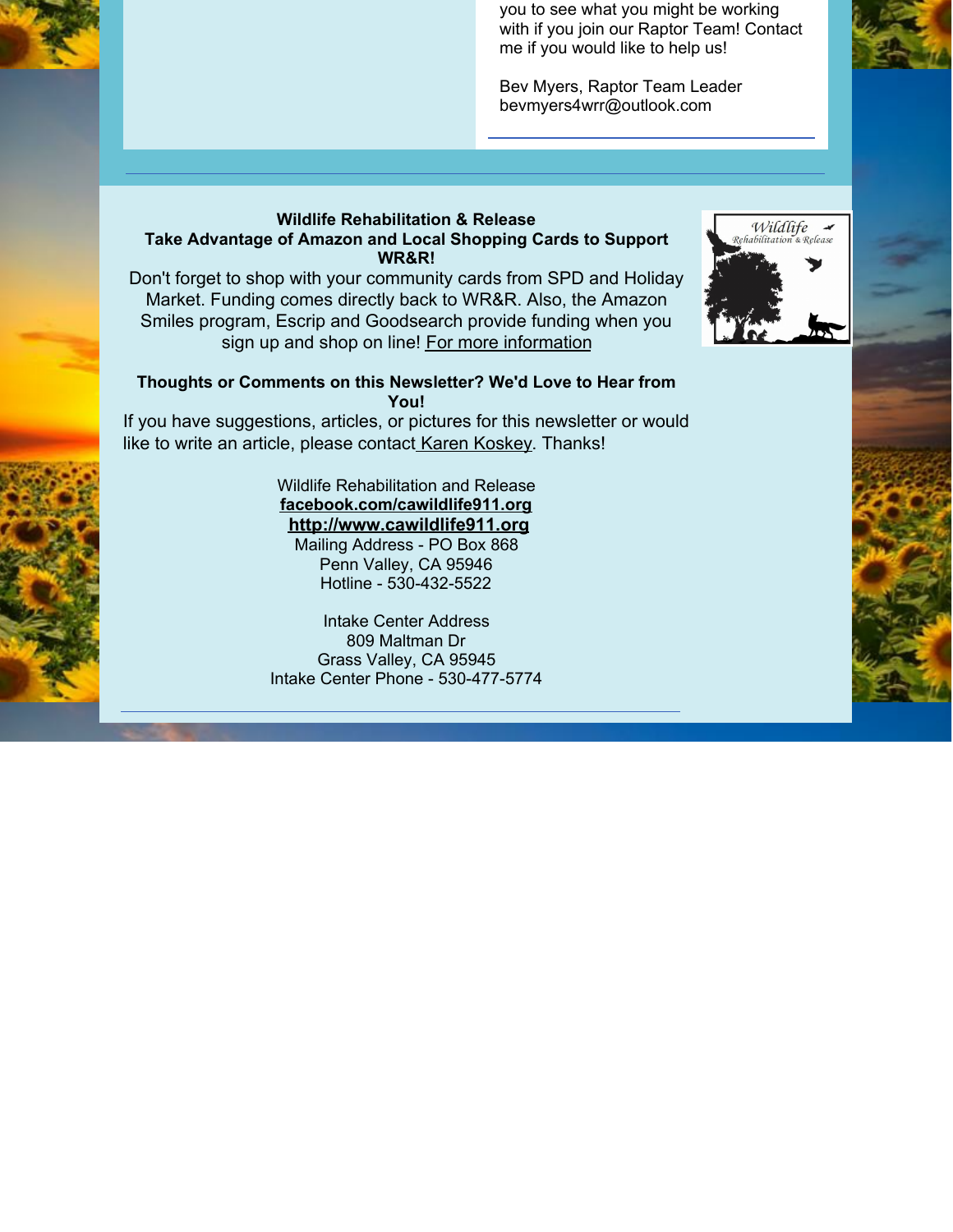you to see what you might be working with if you join our Raptor Team! Contact me if you would like to help us!

Bev Myers, Raptor Team Leader
bevmyers4wrr@outlook.com

**Wildlife Rehabilitation & Release**
**Take Advantage of Amazon and Local Shopping Cards to Support WR&R!**

Don't forget to shop with your community cards from SPD and Holiday Market. Funding comes directly back to WR&R. Also, the Amazon Smiles program, Escrip and Goodsearch provide funding when you sign up and shop on line! For more information

**Thoughts or Comments on this Newsletter? We'd Love to Hear from You!**

If you have suggestions, articles, or pictures for this newsletter or would like to write an article, please contact Karen Koskey. Thanks!

Wildlife Rehabilitation and Release
**facebook.com/cawildlife911.org**
**http://www.cawildlife911.org**
Mailing Address - PO Box 868
Penn Valley, CA 95946
Hotline - 530-432-5522

Intake Center Address
809 Maltman Dr
Grass Valley, CA 95945
Intake Center Phone - 530-477-5774